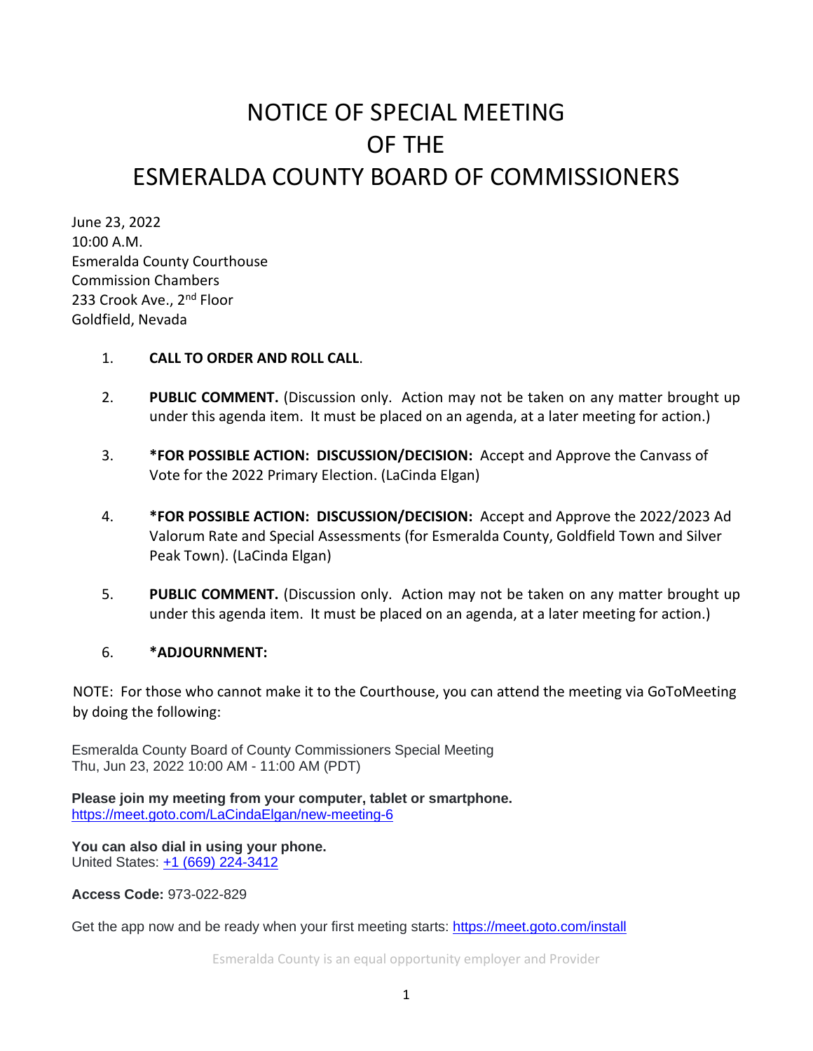# NOTICE OF SPECIAL MEETING OF THE ESMERALDA COUNTY BOARD OF COMMISSIONERS

June 23, 2022
10:00 A.M.
Esmeralda County Courthouse
Commission Chambers
233 Crook Ave., 2nd Floor
Goldfield, Nevada

1. **CALL TO ORDER AND ROLL CALL**.

2. **PUBLIC COMMENT.** (Discussion only. Action may not be taken on any matter brought up under this agenda item. It must be placed on an agenda, at a later meeting for action.)

3. ***FOR POSSIBLE ACTION: DISCUSSION/DECISION:** Accept and Approve the Canvass of Vote for the 2022 Primary Election. (LaCinda Elgan)

4. ***FOR POSSIBLE ACTION: DISCUSSION/DECISION:** Accept and Approve the 2022/2023 Ad Valorum Rate and Special Assessments (for Esmeralda County, Goldfield Town and Silver Peak Town). (LaCinda Elgan)

5. **PUBLIC COMMENT.** (Discussion only. Action may not be taken on any matter brought up under this agenda item. It must be placed on an agenda, at a later meeting for action.)

6. ***ADJOURNMENT:**

NOTE: For those who cannot make it to the Courthouse, you can attend the meeting via GoToMeeting by doing the following:

Esmeralda County Board of County Commissioners Special Meeting
Thu, Jun 23, 2022 10:00 AM - 11:00 AM (PDT)

**Please join my meeting from your computer, tablet or smartphone.**
https://meet.goto.com/LaCindaElgan/new-meeting-6

**You can also dial in using your phone.**
United States: +1 (669) 224-3412

**Access Code:** 973-022-829

Get the app now and be ready when your first meeting starts: https://meet.goto.com/install

Esmeralda County is an equal opportunity employer and Provider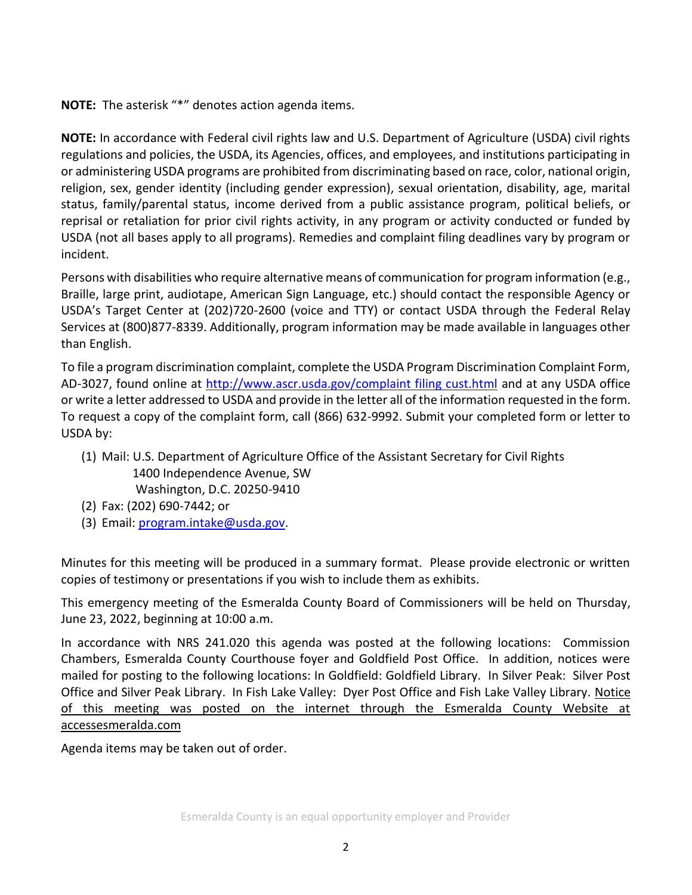**NOTE:** The asterisk "*" denotes action agenda items.

**NOTE:** In accordance with Federal civil rights law and U.S. Department of Agriculture (USDA) civil rights regulations and policies, the USDA, its Agencies, offices, and employees, and institutions participating in or administering USDA programs are prohibited from discriminating based on race, color, national origin, religion, sex, gender identity (including gender expression), sexual orientation, disability, age, marital status, family/parental status, income derived from a public assistance program, political beliefs, or reprisal or retaliation for prior civil rights activity, in any program or activity conducted or funded by USDA (not all bases apply to all programs). Remedies and complaint filing deadlines vary by program or incident.

Persons with disabilities who require alternative means of communication for program information (e.g., Braille, large print, audiotape, American Sign Language, etc.) should contact the responsible Agency or USDA's Target Center at (202)720-2600 (voice and TTY) or contact USDA through the Federal Relay Services at (800)877-8339. Additionally, program information may be made available in languages other than English.

To file a program discrimination complaint, complete the USDA Program Discrimination Complaint Form, AD-3027, found online at http://www.ascr.usda.gov/complaint filing cust.html and at any USDA office or write a letter addressed to USDA and provide in the letter all of the information requested in the form. To request a copy of the complaint form, call (866) 632-9992. Submit your completed form or letter to USDA by:

(1) Mail: U.S. Department of Agriculture Office of the Assistant Secretary for Civil Rights
1400 Independence Avenue, SW
Washington, D.C. 20250-9410
(2) Fax: (202) 690-7442; or
(3) Email: program.intake@usda.gov.

Minutes for this meeting will be produced in a summary format. Please provide electronic or written copies of testimony or presentations if you wish to include them as exhibits.

This emergency meeting of the Esmeralda County Board of Commissioners will be held on Thursday, June 23, 2022, beginning at 10:00 a.m.

In accordance with NRS 241.020 this agenda was posted at the following locations: Commission Chambers, Esmeralda County Courthouse foyer and Goldfield Post Office. In addition, notices were mailed for posting to the following locations: In Goldfield: Goldfield Library. In Silver Peak: Silver Post Office and Silver Peak Library. In Fish Lake Valley: Dyer Post Office and Fish Lake Valley Library. Notice of this meeting was posted on the internet through the Esmeralda County Website at accessesmeralda.com

Agenda items may be taken out of order.

Esmeralda County is an equal opportunity employer and Provider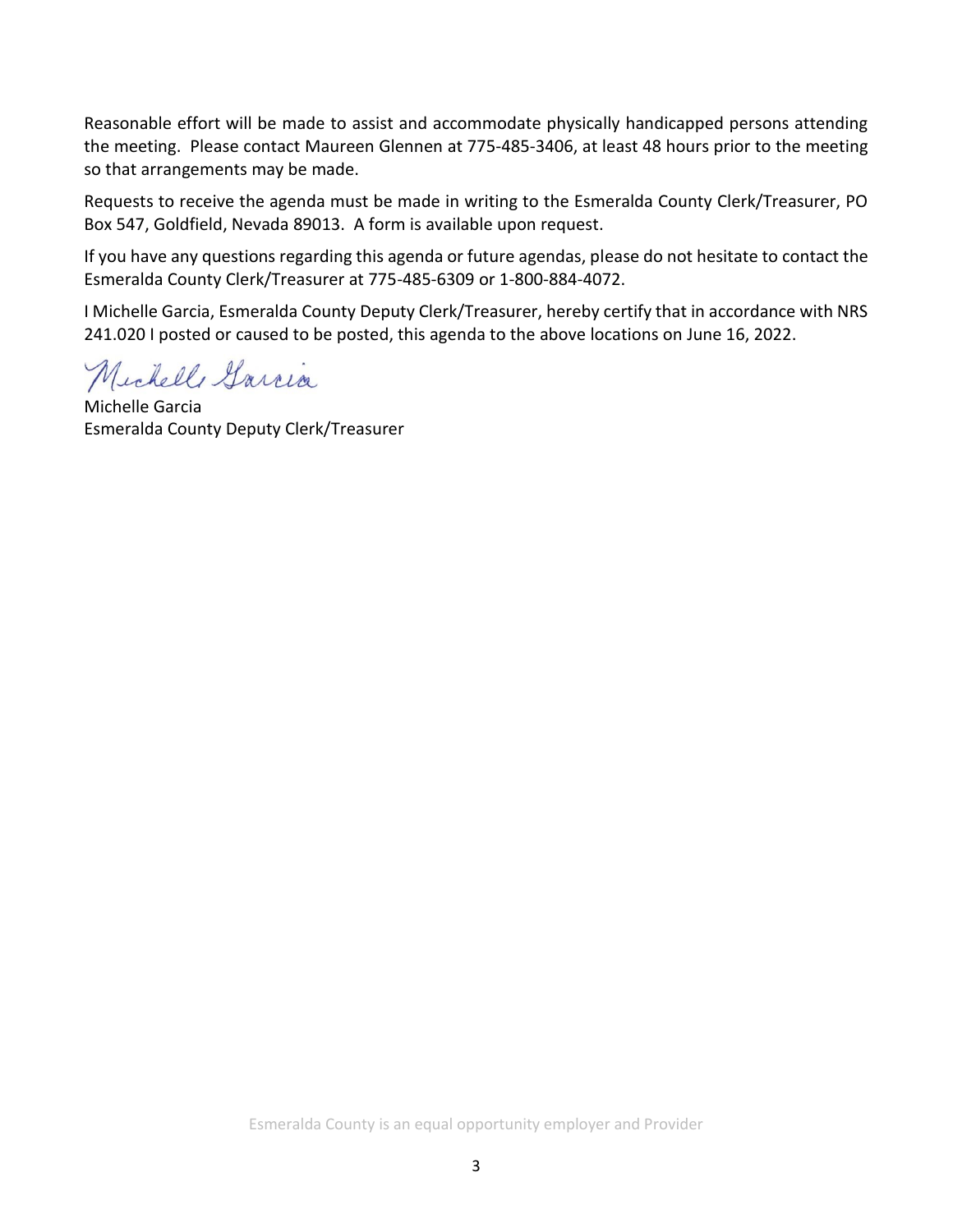Reasonable effort will be made to assist and accommodate physically handicapped persons attending the meeting. Please contact Maureen Glennen at 775-485-3406, at least 48 hours prior to the meeting so that arrangements may be made.

Requests to receive the agenda must be made in writing to the Esmeralda County Clerk/Treasurer, PO Box 547, Goldfield, Nevada 89013. A form is available upon request.

If you have any questions regarding this agenda or future agendas, please do not hesitate to contact the Esmeralda County Clerk/Treasurer at 775-485-6309 or 1-800-884-4072.

I Michelle Garcia, Esmeralda County Deputy Clerk/Treasurer, hereby certify that in accordance with NRS 241.020 I posted or caused to be posted, this agenda to the above locations on June 16, 2022.

Michelle Garcia

Michelle Garcia
Esmeralda County Deputy Clerk/Treasurer

Esmeralda County is an equal opportunity employer and Provider